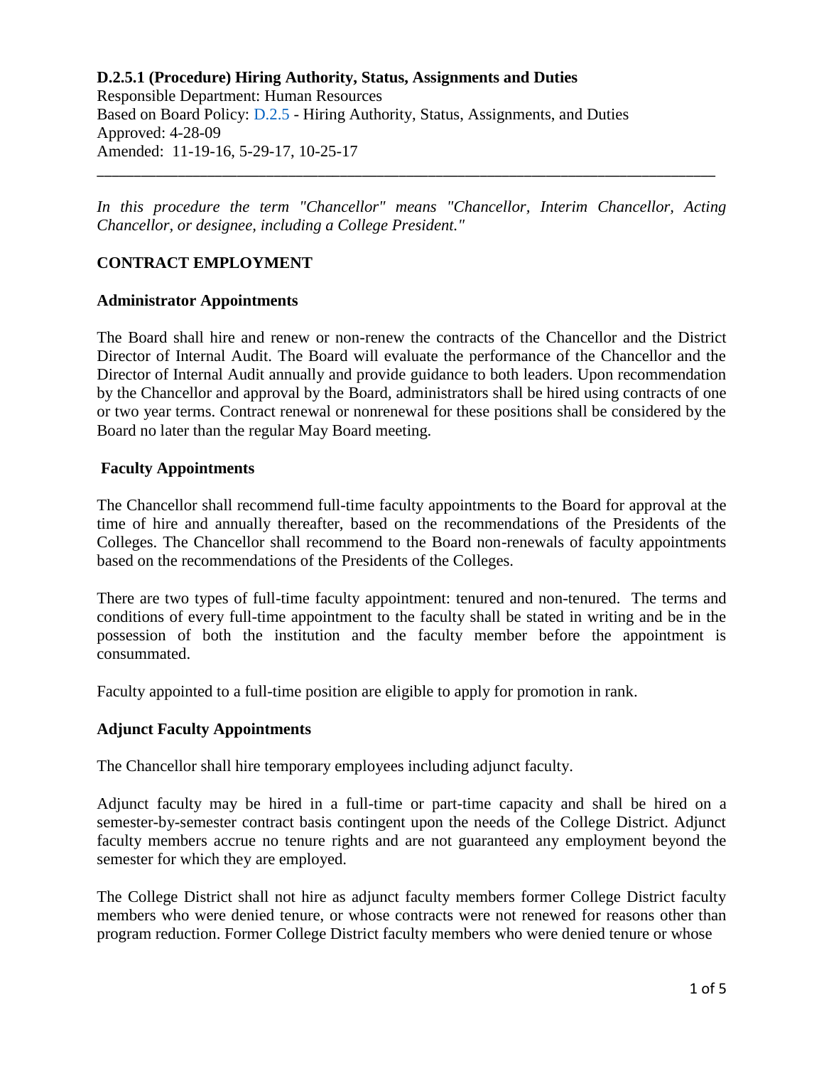**D.2.5.1 (Procedure) Hiring Authority, Status, Assignments and Duties**
Responsible Department: Human Resources
Based on Board Policy: D.2.5 - Hiring Authority, Status, Assignments, and Duties
Approved: 4-28-09
Amended: 11-19-16, 5-29-17, 10-25-17

---

*In this procedure the term "Chancellor" means "Chancellor, Interim Chancellor, Acting Chancellor, or designee, including a College President."*

## CONTRACT EMPLOYMENT

### Administrator Appointments

The Board shall hire and renew or non-renew the contracts of the Chancellor and the District Director of Internal Audit. The Board will evaluate the performance of the Chancellor and the Director of Internal Audit annually and provide guidance to both leaders. Upon recommendation by the Chancellor and approval by the Board, administrators shall be hired using contracts of one or two year terms. Contract renewal or nonrenewal for these positions shall be considered by the Board no later than the regular May Board meeting.

### Faculty Appointments

The Chancellor shall recommend full-time faculty appointments to the Board for approval at the time of hire and annually thereafter, based on the recommendations of the Presidents of the Colleges. The Chancellor shall recommend to the Board non-renewals of faculty appointments based on the recommendations of the Presidents of the Colleges.

There are two types of full-time faculty appointment: tenured and non-tenured. The terms and conditions of every full-time appointment to the faculty shall be stated in writing and be in the possession of both the institution and the faculty member before the appointment is consummated.

Faculty appointed to a full-time position are eligible to apply for promotion in rank.

### Adjunct Faculty Appointments

The Chancellor shall hire temporary employees including adjunct faculty.

Adjunct faculty may be hired in a full-time or part-time capacity and shall be hired on a semester-by-semester contract basis contingent upon the needs of the College District. Adjunct faculty members accrue no tenure rights and are not guaranteed any employment beyond the semester for which they are employed.

The College District shall not hire as adjunct faculty members former College District faculty members who were denied tenure, or whose contracts were not renewed for reasons other than program reduction. Former College District faculty members who were denied tenure or whose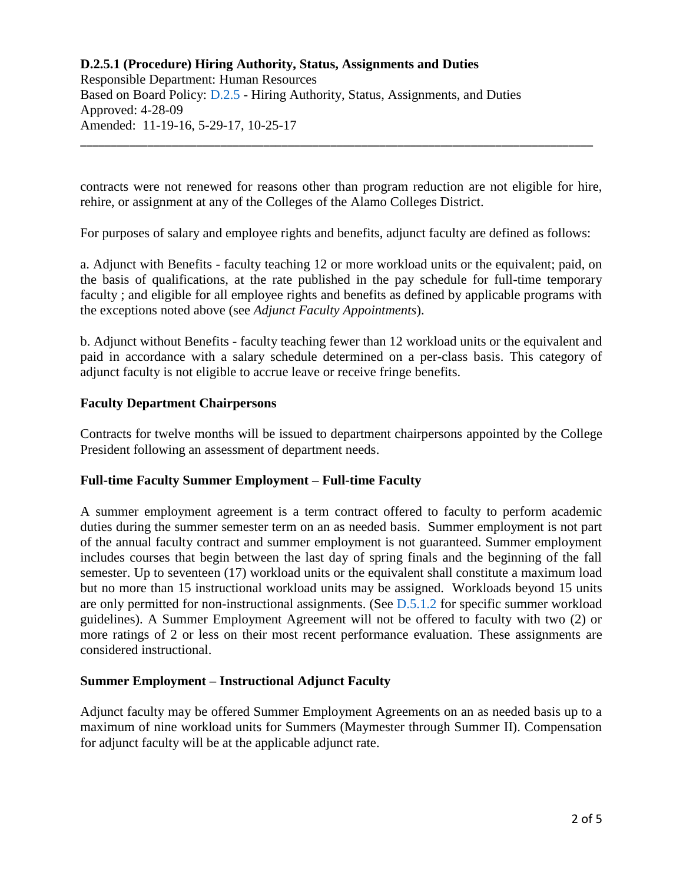contracts were not renewed for reasons other than program reduction are not eligible for hire, rehire, or assignment at any of the Colleges of the Alamo Colleges District.

For purposes of salary and employee rights and benefits, adjunct faculty are defined as follows:

a. Adjunct with Benefits - faculty teaching 12 or more workload units or the equivalent; paid, on the basis of qualifications, at the rate published in the pay schedule for full-time temporary faculty ; and eligible for all employee rights and benefits as defined by applicable programs with the exceptions noted above (see *Adjunct Faculty Appointments*).

b. Adjunct without Benefits - faculty teaching fewer than 12 workload units or the equivalent and paid in accordance with a salary schedule determined on a per-class basis. This category of adjunct faculty is not eligible to accrue leave or receive fringe benefits.

**Faculty Department Chairpersons**

Contracts for twelve months will be issued to department chairpersons appointed by the College President following an assessment of department needs.

**Full-time Faculty Summer Employment – Full-time Faculty**

A summer employment agreement is a term contract offered to faculty to perform academic duties during the summer semester term on an as needed basis. Summer employment is not part of the annual faculty contract and summer employment is not guaranteed. Summer employment includes courses that begin between the last day of spring finals and the beginning of the fall semester. Up to seventeen (17) workload units or the equivalent shall constitute a maximum load but no more than 15 instructional workload units may be assigned. Workloads beyond 15 units are only permitted for non-instructional assignments. (See D.5.1.2 for specific summer workload guidelines). A Summer Employment Agreement will not be offered to faculty with two (2) or more ratings of 2 or less on their most recent performance evaluation. These assignments are considered instructional.

**Summer Employment – Instructional Adjunct Faculty**

Adjunct faculty may be offered Summer Employment Agreements on an as needed basis up to a maximum of nine workload units for Summers (Maymester through Summer II). Compensation for adjunct faculty will be at the applicable adjunct rate.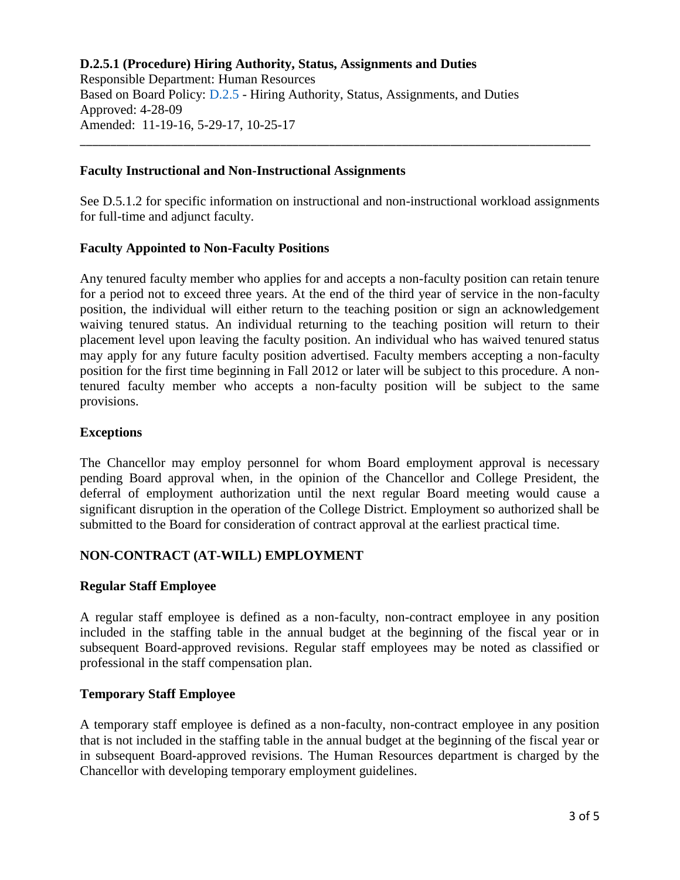**D.2.5.1 (Procedure) Hiring Authority, Status, Assignments and Duties**
Responsible Department: Human Resources
Based on Board Policy: D.2.5 - Hiring Authority, Status, Assignments, and Duties
Approved: 4-28-09
Amended: 11-19-16, 5-29-17, 10-25-17

---

**Faculty Instructional and Non-Instructional Assignments**

See D.5.1.2 for specific information on instructional and non-instructional workload assignments for full-time and adjunct faculty.

**Faculty Appointed to Non-Faculty Positions**

Any tenured faculty member who applies for and accepts a non-faculty position can retain tenure for a period not to exceed three years. At the end of the third year of service in the non-faculty position, the individual will either return to the teaching position or sign an acknowledgement waiving tenured status. An individual returning to the teaching position will return to their placement level upon leaving the faculty position. An individual who has waived tenured status may apply for any future faculty position advertised. Faculty members accepting a non-faculty position for the first time beginning in Fall 2012 or later will be subject to this procedure. A non-tenured faculty member who accepts a non-faculty position will be subject to the same provisions.

**Exceptions**

The Chancellor may employ personnel for whom Board employment approval is necessary pending Board approval when, in the opinion of the Chancellor and College President, the deferral of employment authorization until the next regular Board meeting would cause a significant disruption in the operation of the College District. Employment so authorized shall be submitted to the Board for consideration of contract approval at the earliest practical time.

**NON-CONTRACT (AT-WILL) EMPLOYMENT**

**Regular Staff Employee**

A regular staff employee is defined as a non-faculty, non-contract employee in any position included in the staffing table in the annual budget at the beginning of the fiscal year or in subsequent Board-approved revisions. Regular staff employees may be noted as classified or professional in the staff compensation plan.

**Temporary Staff Employee**

A temporary staff employee is defined as a non-faculty, non-contract employee in any position that is not included in the staffing table in the annual budget at the beginning of the fiscal year or in subsequent Board-approved revisions. The Human Resources department is charged by the Chancellor with developing temporary employment guidelines.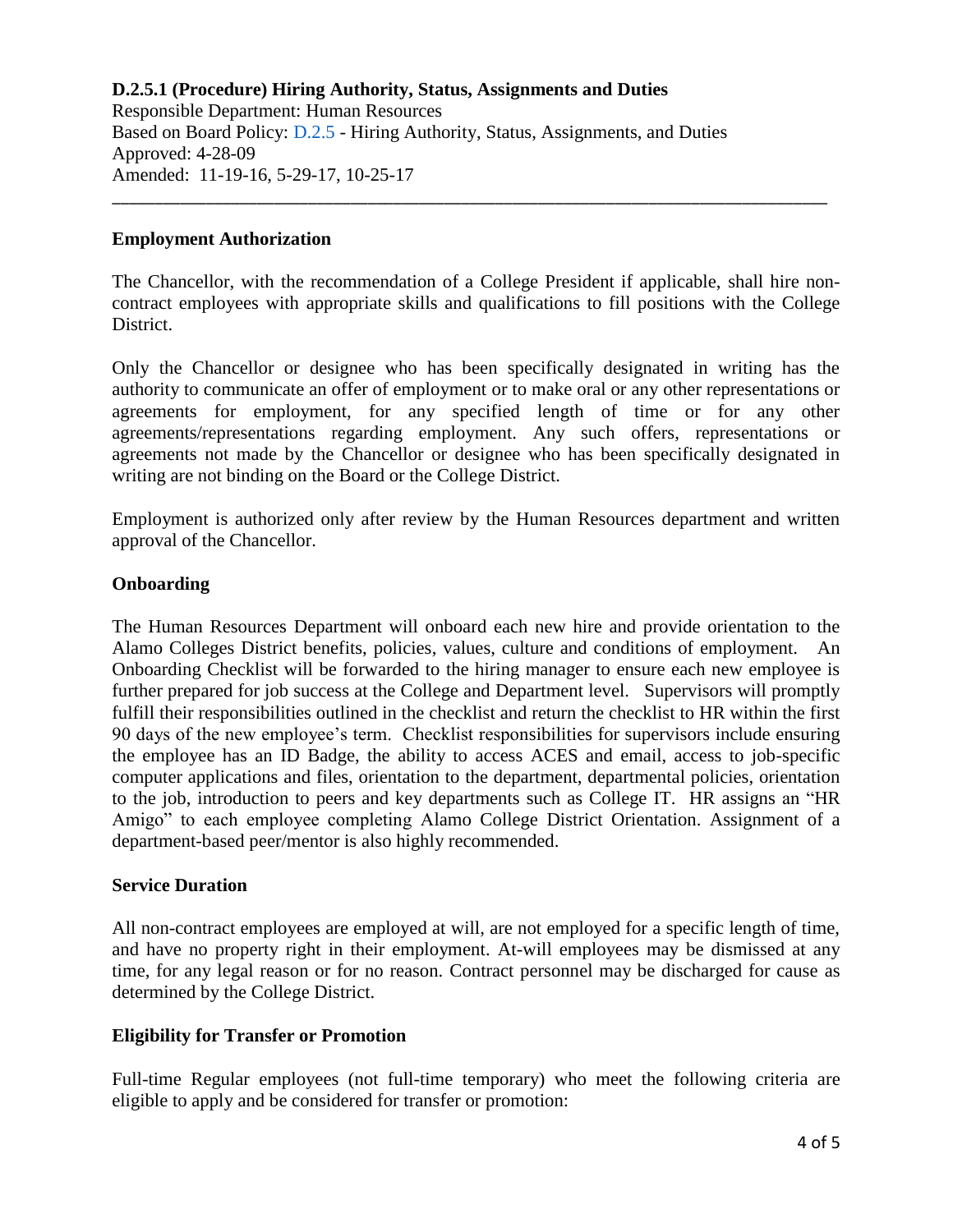**D.2.5.1 (Procedure) Hiring Authority, Status, Assignments and Duties**
Responsible Department: Human Resources
Based on Board Policy: D.2.5 - Hiring Authority, Status, Assignments, and Duties
Approved: 4-28-09
Amended: 11-19-16, 5-29-17, 10-25-17

---

## Employment Authorization

The Chancellor, with the recommendation of a College President if applicable, shall hire non-contract employees with appropriate skills and qualifications to fill positions with the College District.

Only the Chancellor or designee who has been specifically designated in writing has the authority to communicate an offer of employment or to make oral or any other representations or agreements for employment, for any specified length of time or for any other agreements/representations regarding employment. Any such offers, representations or agreements not made by the Chancellor or designee who has been specifically designated in writing are not binding on the Board or the College District.

Employment is authorized only after review by the Human Resources department and written approval of the Chancellor.

## Onboarding

The Human Resources Department will onboard each new hire and provide orientation to the Alamo Colleges District benefits, policies, values, culture and conditions of employment. An Onboarding Checklist will be forwarded to the hiring manager to ensure each new employee is further prepared for job success at the College and Department level. Supervisors will promptly fulfill their responsibilities outlined in the checklist and return the checklist to HR within the first 90 days of the new employee's term. Checklist responsibilities for supervisors include ensuring the employee has an ID Badge, the ability to access ACES and email, access to job-specific computer applications and files, orientation to the department, departmental policies, orientation to the job, introduction to peers and key departments such as College IT. HR assigns an "HR Amigo" to each employee completing Alamo College District Orientation. Assignment of a department-based peer/mentor is also highly recommended.

## Service Duration

All non-contract employees are employed at will, are not employed for a specific length of time, and have no property right in their employment. At-will employees may be dismissed at any time, for any legal reason or for no reason. Contract personnel may be discharged for cause as determined by the College District.

## Eligibility for Transfer or Promotion

Full-time Regular employees (not full-time temporary) who meet the following criteria are eligible to apply and be considered for transfer or promotion: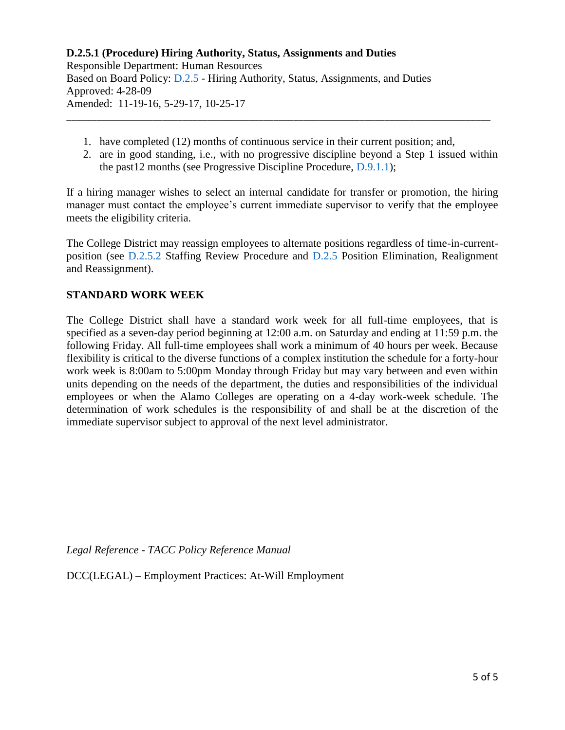1. have completed (12) months of continuous service in their current position; and,
2. are in good standing, i.e., with no progressive discipline beyond a Step 1 issued within the past12 months (see Progressive Discipline Procedure, D.9.1.1);

If a hiring manager wishes to select an internal candidate for transfer or promotion, the hiring manager must contact the employee's current immediate supervisor to verify that the employee meets the eligibility criteria.

The College District may reassign employees to alternate positions regardless of time-in-current-position (see D.2.5.2 Staffing Review Procedure and D.2.5 Position Elimination, Realignment and Reassignment).

## STANDARD WORK WEEK

The College District shall have a standard work week for all full-time employees, that is specified as a seven-day period beginning at 12:00 a.m. on Saturday and ending at 11:59 p.m. the following Friday. All full-time employees shall work a minimum of 40 hours per week. Because flexibility is critical to the diverse functions of a complex institution the schedule for a forty-hour work week is 8:00am to 5:00pm Monday through Friday but may vary between and even within units depending on the needs of the department, the duties and responsibilities of the individual employees or when the Alamo Colleges are operating on a 4-day work-week schedule. The determination of work schedules is the responsibility of and shall be at the discretion of the immediate supervisor subject to approval of the next level administrator.

*Legal Reference - TACC Policy Reference Manual*

DCC(LEGAL) – Employment Practices: At-Will Employment